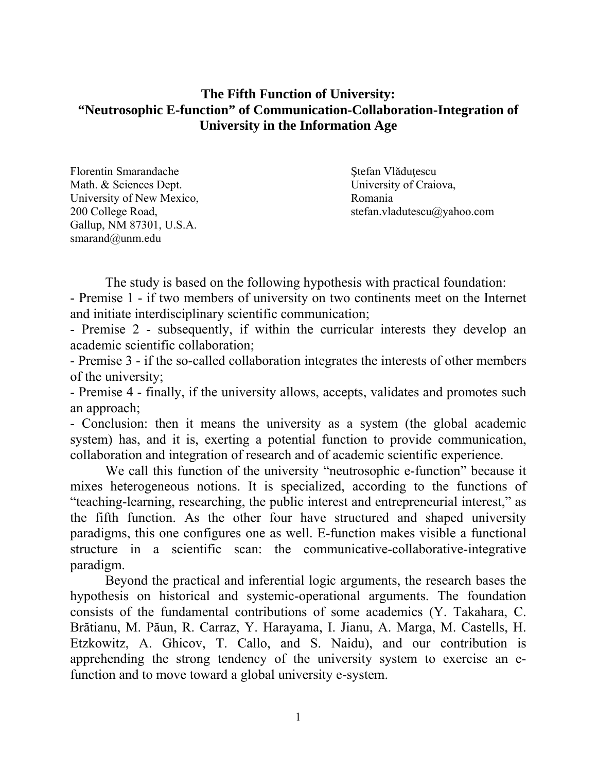# The Fifth Function of University: "Neutrosophic E-function" of Communication-Collaboration-Integration of University in the Information Age

Florentin Smarandache
Math. & Sciences Dept.
University of New Mexico,
200 College Road,
Gallup, NM 87301, U.S.A.
smarand@unm.edu

Ştefan Vlăduţescu
University of Craiova,
Romania
stefan.vladutescu@yahoo.com

The study is based on the following hypothesis with practical foundation:

- Premise 1 - if two members of university on two continents meet on the Internet and initiate interdisciplinary scientific communication;
- Premise 2 - subsequently, if within the curricular interests they develop an academic scientific collaboration;
- Premise 3 - if the so-called collaboration integrates the interests of other members of the university;
- Premise 4 - finally, if the university allows, accepts, validates and promotes such an approach;
- Conclusion: then it means the university as a system (the global academic system) has, and it is, exerting a potential function to provide communication, collaboration and integration of research and of academic scientific experience.

We call this function of the university "neutrosophic e-function" because it mixes heterogeneous notions. It is specialized, according to the functions of "teaching-learning, researching, the public interest and entrepreneurial interest," as the fifth function. As the other four have structured and shaped university paradigms, this one configures one as well. E-function makes visible a functional structure in a scientific scan: the communicative-collaborative-integrative paradigm.

Beyond the practical and inferential logic arguments, the research bases the hypothesis on historical and systemic-operational arguments. The foundation consists of the fundamental contributions of some academics (Y. Takahara, C. Brătianu, M. Păun, R. Carraz, Y. Harayama, I. Jianu, A. Marga, M. Castells, H. Etzkowitz, A. Ghicov, T. Callo, and S. Naidu), and our contribution is apprehending the strong tendency of the university system to exercise an e-function and to move toward a global university e-system.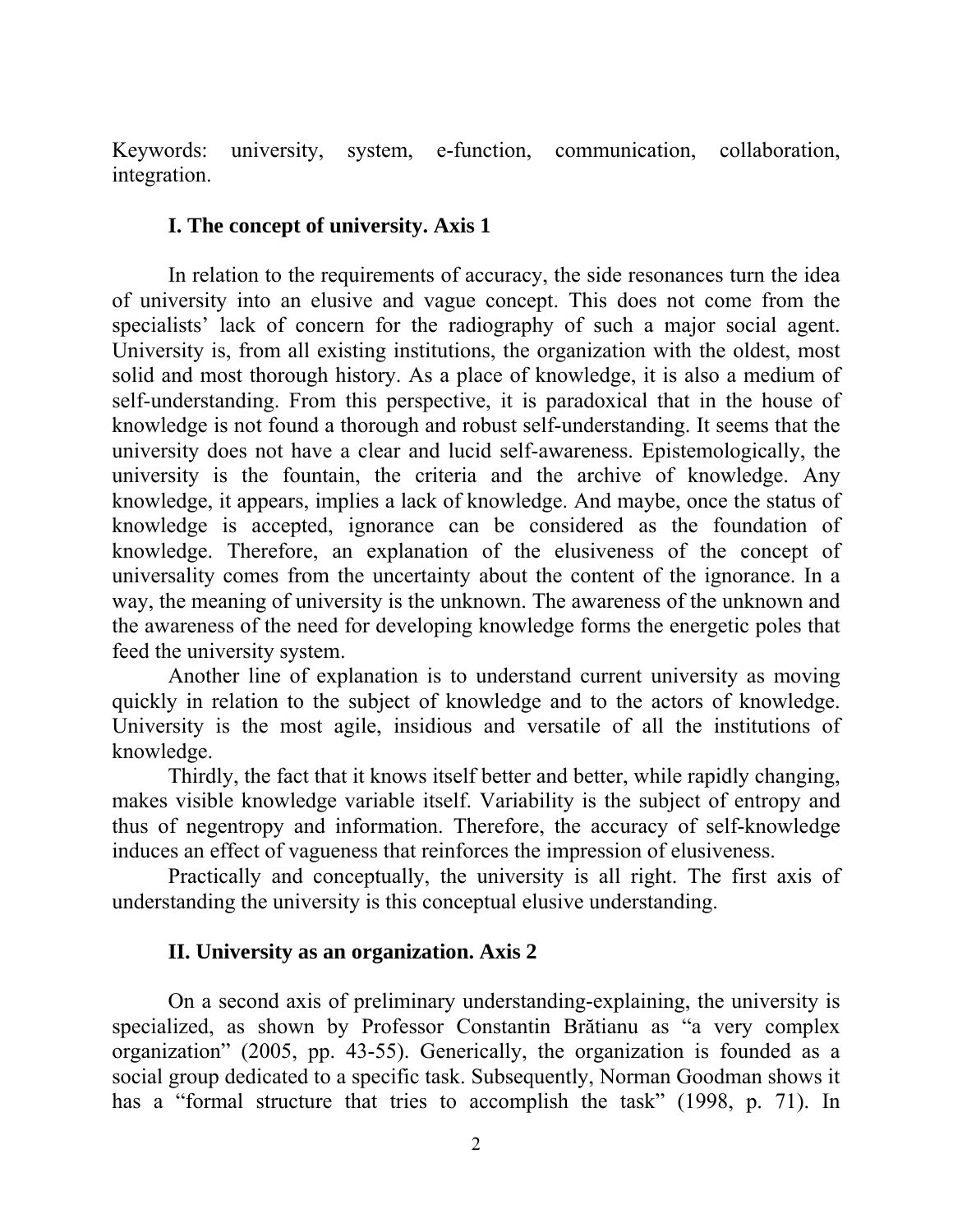Keywords: university, system, e-function, communication, collaboration, integration.

### I. The concept of university. Axis 1

In relation to the requirements of accuracy, the side resonances turn the idea of university into an elusive and vague concept. This does not come from the specialists' lack of concern for the radiography of such a major social agent. University is, from all existing institutions, the organization with the oldest, most solid and most thorough history. As a place of knowledge, it is also a medium of self-understanding. From this perspective, it is paradoxical that in the house of knowledge is not found a thorough and robust self-understanding. It seems that the university does not have a clear and lucid self-awareness. Epistemologically, the university is the fountain, the criteria and the archive of knowledge. Any knowledge, it appears, implies a lack of knowledge. And maybe, once the status of knowledge is accepted, ignorance can be considered as the foundation of knowledge. Therefore, an explanation of the elusiveness of the concept of universality comes from the uncertainty about the content of the ignorance. In a way, the meaning of university is the unknown. The awareness of the unknown and the awareness of the need for developing knowledge forms the energetic poles that feed the university system.

Another line of explanation is to understand current university as moving quickly in relation to the subject of knowledge and to the actors of knowledge. University is the most agile, insidious and versatile of all the institutions of knowledge.

Thirdly, the fact that it knows itself better and better, while rapidly changing, makes visible knowledge variable itself. Variability is the subject of entropy and thus of negentropy and information. Therefore, the accuracy of self-knowledge induces an effect of vagueness that reinforces the impression of elusiveness.

Practically and conceptually, the university is all right. The first axis of understanding the university is this conceptual elusive understanding.

### II. University as an organization. Axis 2

On a second axis of preliminary understanding-explaining, the university is specialized, as shown by Professor Constantin Brătianu as "a very complex organization" (2005, pp. 43-55). Generically, the organization is founded as a social group dedicated to a specific task. Subsequently, Norman Goodman shows it has a "formal structure that tries to accomplish the task" (1998, p. 71). In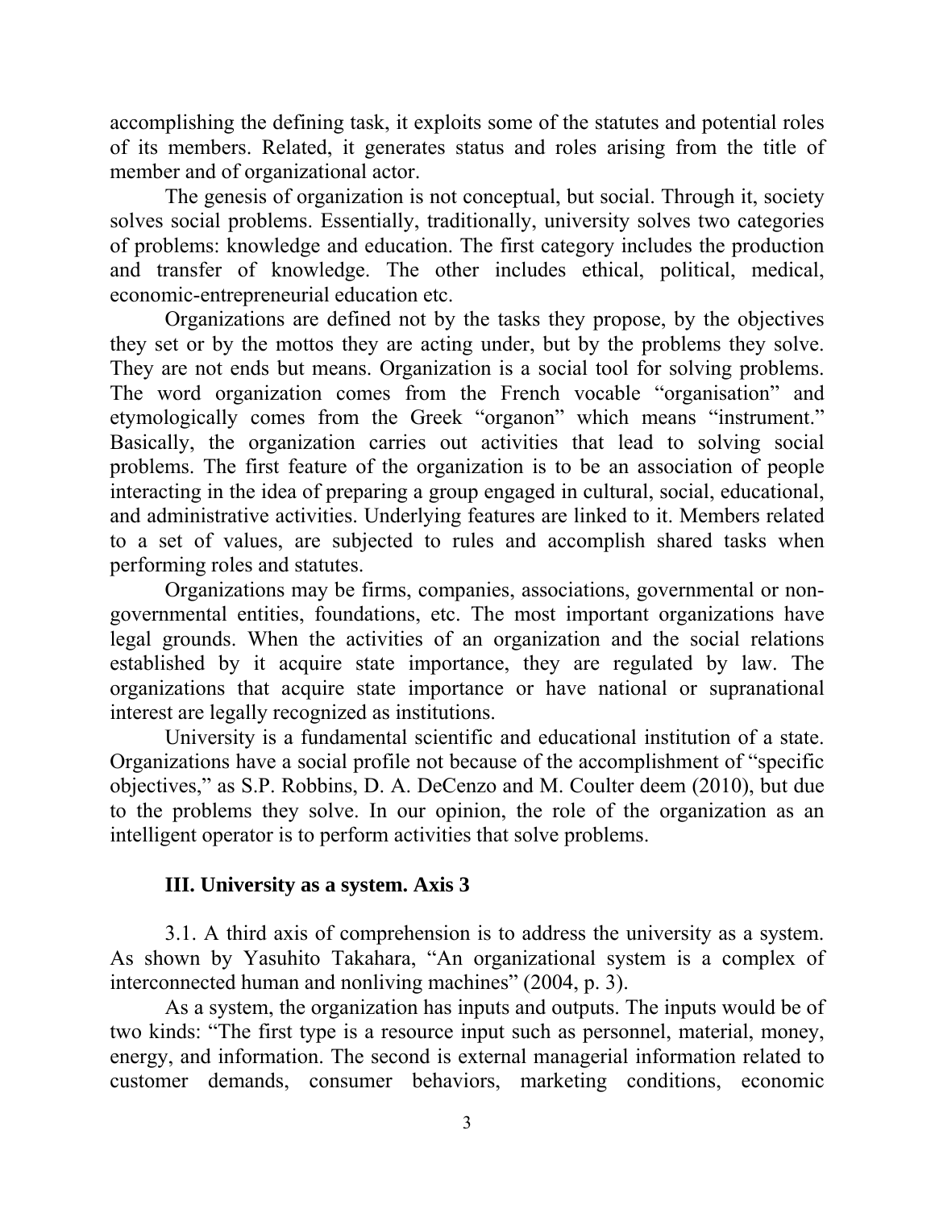accomplishing the defining task, it exploits some of the statutes and potential roles of its members. Related, it generates status and roles arising from the title of member and of organizational actor.

The genesis of organization is not conceptual, but social. Through it, society solves social problems. Essentially, traditionally, university solves two categories of problems: knowledge and education. The first category includes the production and transfer of knowledge. The other includes ethical, political, medical, economic-entrepreneurial education etc.

Organizations are defined not by the tasks they propose, by the objectives they set or by the mottos they are acting under, but by the problems they solve. They are not ends but means. Organization is a social tool for solving problems. The word organization comes from the French vocable "organisation" and etymologically comes from the Greek "organon" which means "instrument." Basically, the organization carries out activities that lead to solving social problems. The first feature of the organization is to be an association of people interacting in the idea of preparing a group engaged in cultural, social, educational, and administrative activities. Underlying features are linked to it. Members related to a set of values, are subjected to rules and accomplish shared tasks when performing roles and statutes.

Organizations may be firms, companies, associations, governmental or non-governmental entities, foundations, etc. The most important organizations have legal grounds. When the activities of an organization and the social relations established by it acquire state importance, they are regulated by law. The organizations that acquire state importance or have national or supranational interest are legally recognized as institutions.

University is a fundamental scientific and educational institution of a state. Organizations have a social profile not because of the accomplishment of "specific objectives," as S.P. Robbins, D. A. DeCenzo and M. Coulter deem (2010), but due to the problems they solve. In our opinion, the role of the organization as an intelligent operator is to perform activities that solve problems.

## III. University as a system. Axis 3

3.1. A third axis of comprehension is to address the university as a system. As shown by Yasuhito Takahara, "An organizational system is a complex of interconnected human and nonliving machines" (2004, p. 3).

As a system, the organization has inputs and outputs. The inputs would be of two kinds: "The first type is a resource input such as personnel, material, money, energy, and information. The second is external managerial information related to customer demands, consumer behaviors, marketing conditions, economic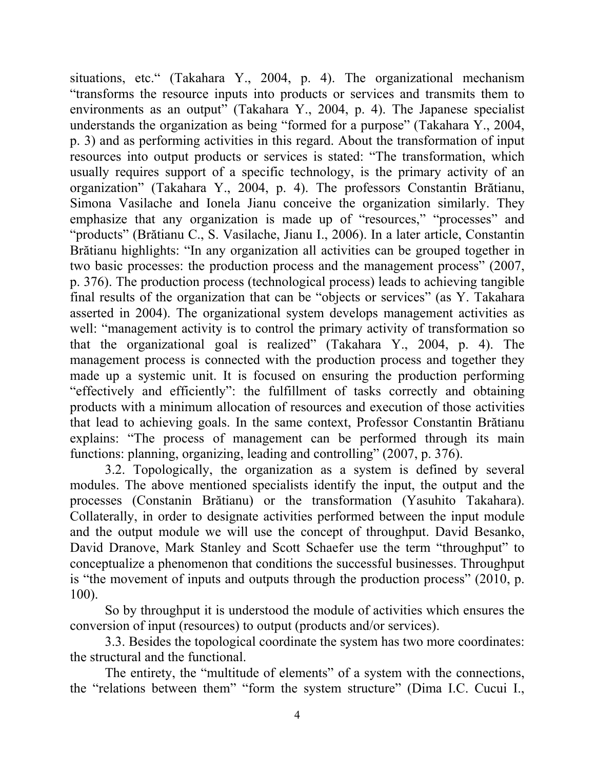situations, etc." (Takahara Y., 2004, p. 4). The organizational mechanism "transforms the resource inputs into products or services and transmits them to environments as an output" (Takahara Y., 2004, p. 4). The Japanese specialist understands the organization as being "formed for a purpose" (Takahara Y., 2004, p. 3) and as performing activities in this regard. About the transformation of input resources into output products or services is stated: "The transformation, which usually requires support of a specific technology, is the primary activity of an organization" (Takahara Y., 2004, p. 4). The professors Constantin Brătianu, Simona Vasilache and Ionela Jianu conceive the organization similarly. They emphasize that any organization is made up of "resources," "processes" and "products" (Brătianu C., S. Vasilache, Jianu I., 2006). In a later article, Constantin Brătianu highlights: "In any organization all activities can be grouped together in two basic processes: the production process and the management process" (2007, p. 376). The production process (technological process) leads to achieving tangible final results of the organization that can be "objects or services" (as Y. Takahara asserted in 2004). The organizational system develops management activities as well: "management activity is to control the primary activity of transformation so that the organizational goal is realized" (Takahara Y., 2004, p. 4). The management process is connected with the production process and together they made up a systemic unit. It is focused on ensuring the production performing "effectively and efficiently": the fulfillment of tasks correctly and obtaining products with a minimum allocation of resources and execution of those activities that lead to achieving goals. In the same context, Professor Constantin Brătianu explains: "The process of management can be performed through its main functions: planning, organizing, leading and controlling" (2007, p. 376).

3.2. Topologically, the organization as a system is defined by several modules. The above mentioned specialists identify the input, the output and the processes (Constanin Brătianu) or the transformation (Yasuhito Takahara). Collaterally, in order to designate activities performed between the input module and the output module we will use the concept of throughput. David Besanko, David Dranove, Mark Stanley and Scott Schaefer use the term "throughput" to conceptualize a phenomenon that conditions the successful businesses. Throughput is "the movement of inputs and outputs through the production process" (2010, p. 100).

So by throughput it is understood the module of activities which ensures the conversion of input (resources) to output (products and/or services).

3.3. Besides the topological coordinate the system has two more coordinates: the structural and the functional.

The entirety, the "multitude of elements" of a system with the connections, the "relations between them" "form the system structure" (Dima I.C. Cucui I.,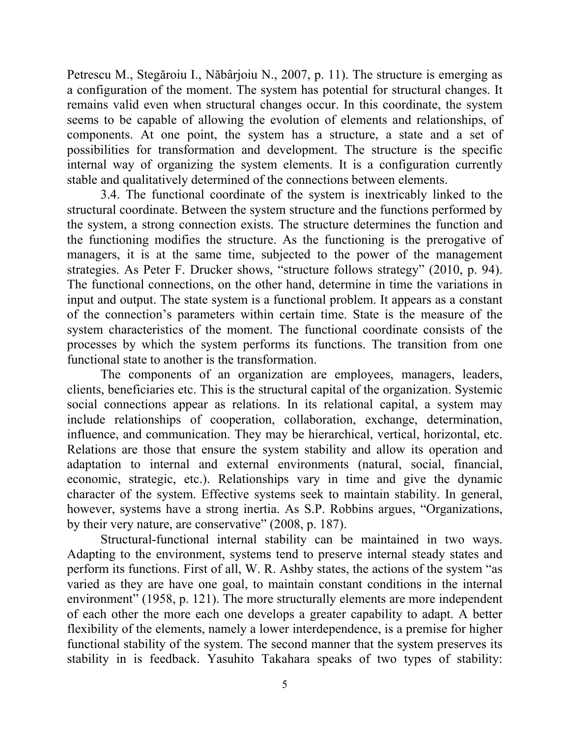Petrescu M., Stegăroiu I., Năbârjoiu N., 2007, p. 11). The structure is emerging as a configuration of the moment. The system has potential for structural changes. It remains valid even when structural changes occur. In this coordinate, the system seems to be capable of allowing the evolution of elements and relationships, of components. At one point, the system has a structure, a state and a set of possibilities for transformation and development. The structure is the specific internal way of organizing the system elements. It is a configuration currently stable and qualitatively determined of the connections between elements.

3.4. The functional coordinate of the system is inextricably linked to the structural coordinate. Between the system structure and the functions performed by the system, a strong connection exists. The structure determines the function and the functioning modifies the structure. As the functioning is the prerogative of managers, it is at the same time, subjected to the power of the management strategies. As Peter F. Drucker shows, "structure follows strategy" (2010, p. 94). The functional connections, on the other hand, determine in time the variations in input and output. The state system is a functional problem. It appears as a constant of the connection's parameters within certain time. State is the measure of the system characteristics of the moment. The functional coordinate consists of the processes by which the system performs its functions. The transition from one functional state to another is the transformation.

The components of an organization are employees, managers, leaders, clients, beneficiaries etc. This is the structural capital of the organization. Systemic social connections appear as relations. In its relational capital, a system may include relationships of cooperation, collaboration, exchange, determination, influence, and communication. They may be hierarchical, vertical, horizontal, etc. Relations are those that ensure the system stability and allow its operation and adaptation to internal and external environments (natural, social, financial, economic, strategic, etc.). Relationships vary in time and give the dynamic character of the system. Effective systems seek to maintain stability. In general, however, systems have a strong inertia. As S.P. Robbins argues, "Organizations, by their very nature, are conservative" (2008, p. 187).

Structural-functional internal stability can be maintained in two ways. Adapting to the environment, systems tend to preserve internal steady states and perform its functions. First of all, W. R. Ashby states, the actions of the system "as varied as they are have one goal, to maintain constant conditions in the internal environment" (1958, p. 121). The more structurally elements are more independent of each other the more each one develops a greater capability to adapt. A better flexibility of the elements, namely a lower interdependence, is a premise for higher functional stability of the system. The second manner that the system preserves its stability in is feedback. Yasuhito Takahara speaks of two types of stability: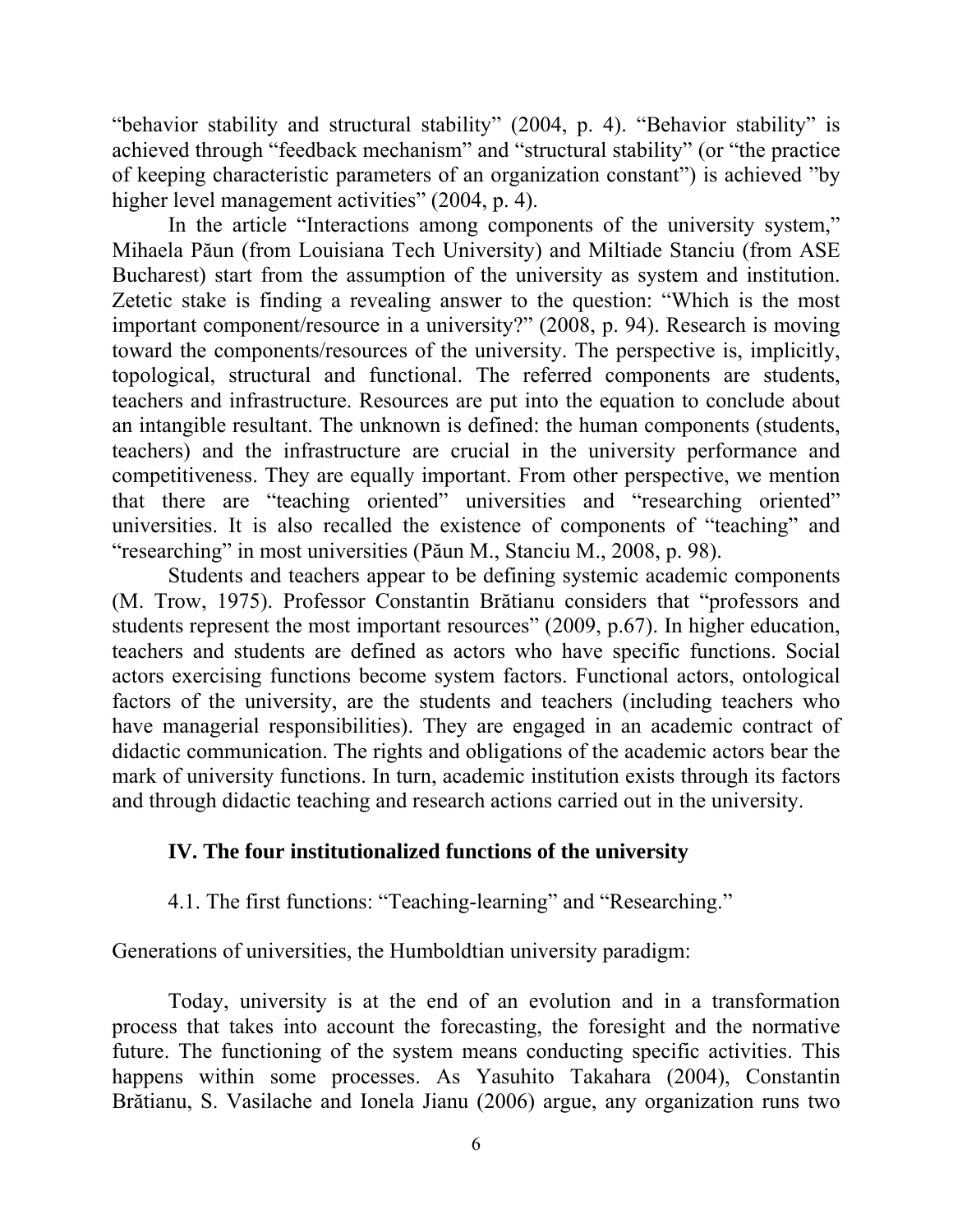"behavior stability and structural stability" (2004, p. 4). "Behavior stability" is achieved through "feedback mechanism" and "structural stability" (or "the practice of keeping characteristic parameters of an organization constant") is achieved "by higher level management activities" (2004, p. 4).

In the article "Interactions among components of the university system," Mihaela Păun (from Louisiana Tech University) and Miltiade Stanciu (from ASE Bucharest) start from the assumption of the university as system and institution. Zetetic stake is finding a revealing answer to the question: "Which is the most important component/resource in a university?" (2008, p. 94). Research is moving toward the components/resources of the university. The perspective is, implicitly, topological, structural and functional. The referred components are students, teachers and infrastructure. Resources are put into the equation to conclude about an intangible resultant. The unknown is defined: the human components (students, teachers) and the infrastructure are crucial in the university performance and competitiveness. They are equally important. From other perspective, we mention that there are "teaching oriented" universities and "researching oriented" universities. It is also recalled the existence of components of "teaching" and "researching" in most universities (Păun M., Stanciu M., 2008, p. 98).

Students and teachers appear to be defining systemic academic components (M. Trow, 1975). Professor Constantin Brătianu considers that "professors and students represent the most important resources" (2009, p.67). In higher education, teachers and students are defined as actors who have specific functions. Social actors exercising functions become system factors. Functional actors, ontological factors of the university, are the students and teachers (including teachers who have managerial responsibilities). They are engaged in an academic contract of didactic communication. The rights and obligations of the academic actors bear the mark of university functions. In turn, academic institution exists through its factors and through didactic teaching and research actions carried out in the university.

## IV. The four institutionalized functions of the university

### 4.1. The first functions: "Teaching-learning" and "Researching."

Generations of universities, the Humboldtian university paradigm:

Today, university is at the end of an evolution and in a transformation process that takes into account the forecasting, the foresight and the normative future. The functioning of the system means conducting specific activities. This happens within some processes. As Yasuhito Takahara (2004), Constantin Brătianu, S. Vasilache and Ionela Jianu (2006) argue, any organization runs two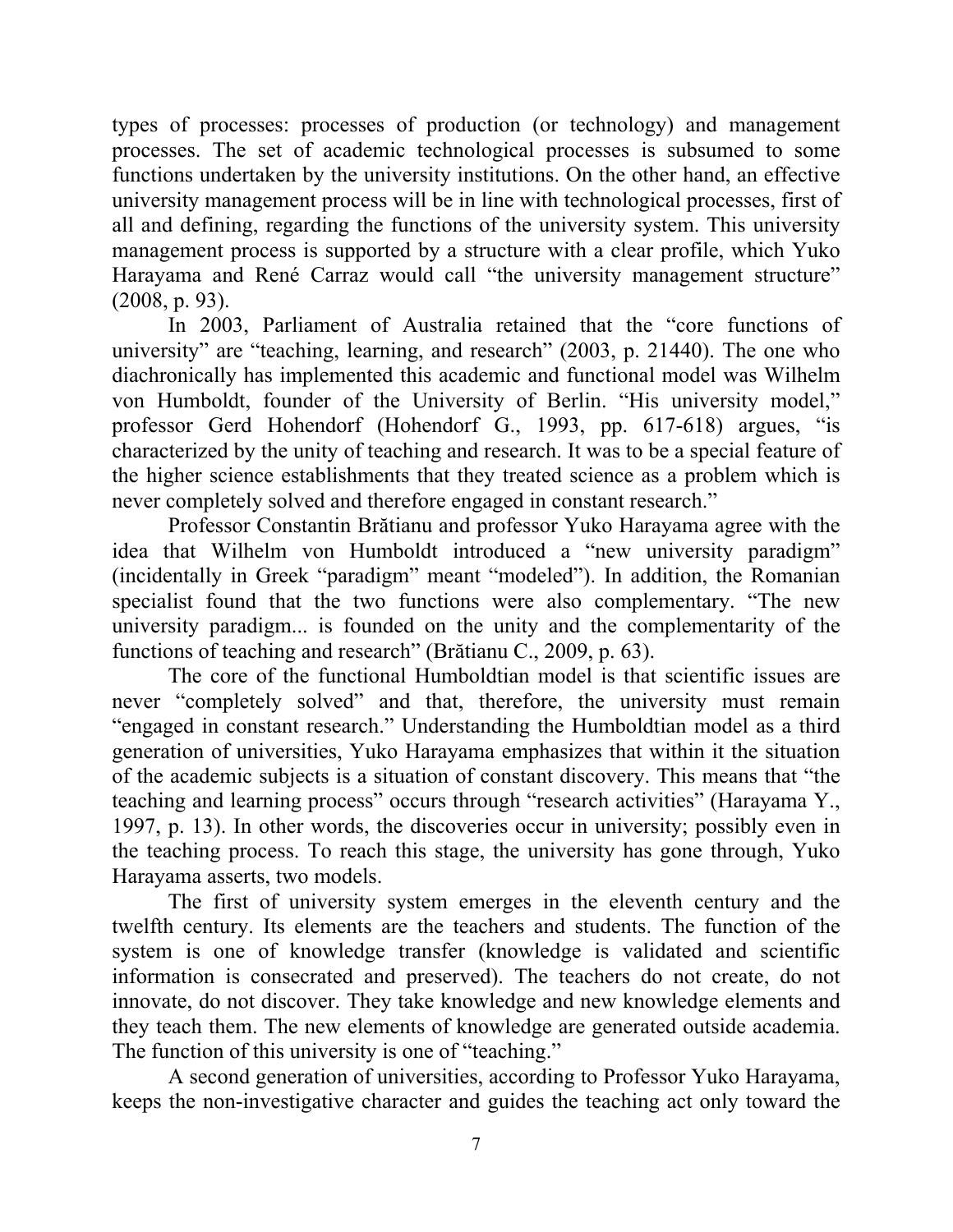types of processes: processes of production (or technology) and management processes. The set of academic technological processes is subsumed to some functions undertaken by the university institutions. On the other hand, an effective university management process will be in line with technological processes, first of all and defining, regarding the functions of the university system. This university management process is supported by a structure with a clear profile, which Yuko Harayama and René Carraz would call "the university management structure" (2008, p. 93).

In 2003, Parliament of Australia retained that the "core functions of university" are "teaching, learning, and research" (2003, p. 21440). The one who diachronically has implemented this academic and functional model was Wilhelm von Humboldt, founder of the University of Berlin. "His university model," professor Gerd Hohendorf (Hohendorf G., 1993, pp. 617-618) argues, "is characterized by the unity of teaching and research. It was to be a special feature of the higher science establishments that they treated science as a problem which is never completely solved and therefore engaged in constant research."

Professor Constantin Brătianu and professor Yuko Harayama agree with the idea that Wilhelm von Humboldt introduced a "new university paradigm" (incidentally in Greek "paradigm" meant "modeled"). In addition, the Romanian specialist found that the two functions were also complementary. "The new university paradigm... is founded on the unity and the complementarity of the functions of teaching and research" (Brătianu C., 2009, p. 63).

The core of the functional Humboldtian model is that scientific issues are never "completely solved" and that, therefore, the university must remain "engaged in constant research." Understanding the Humboldtian model as a third generation of universities, Yuko Harayama emphasizes that within it the situation of the academic subjects is a situation of constant discovery. This means that "the teaching and learning process" occurs through "research activities" (Harayama Y., 1997, p. 13). In other words, the discoveries occur in university; possibly even in the teaching process. To reach this stage, the university has gone through, Yuko Harayama asserts, two models.

The first of university system emerges in the eleventh century and the twelfth century. Its elements are the teachers and students. The function of the system is one of knowledge transfer (knowledge is validated and scientific information is consecrated and preserved). The teachers do not create, do not innovate, do not discover. They take knowledge and new knowledge elements and they teach them. The new elements of knowledge are generated outside academia. The function of this university is one of "teaching."

A second generation of universities, according to Professor Yuko Harayama, keeps the non-investigative character and guides the teaching act only toward the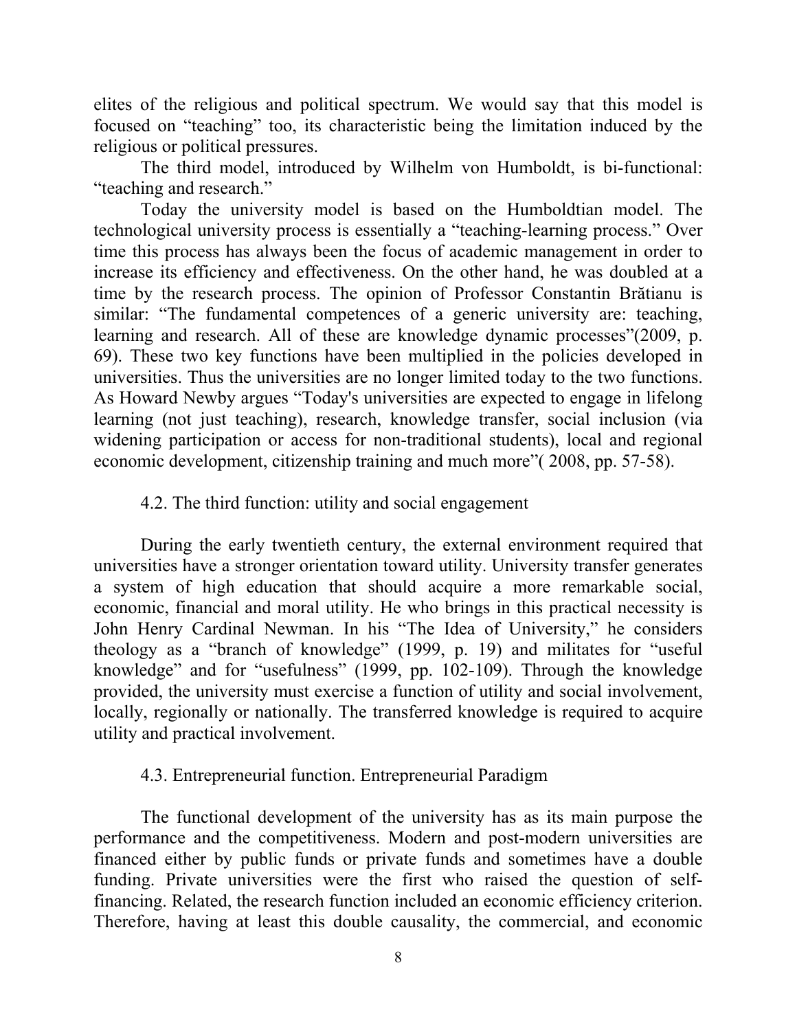elites of the religious and political spectrum. We would say that this model is focused on "teaching" too, its characteristic being the limitation induced by the religious or political pressures.

The third model, introduced by Wilhelm von Humboldt, is bi-functional: "teaching and research."

Today the university model is based on the Humboldtian model. The technological university process is essentially a "teaching-learning process." Over time this process has always been the focus of academic management in order to increase its efficiency and effectiveness. On the other hand, he was doubled at a time by the research process. The opinion of Professor Constantin Brătianu is similar: "The fundamental competences of a generic university are: teaching, learning and research. All of these are knowledge dynamic processes"(2009, p. 69). These two key functions have been multiplied in the policies developed in universities. Thus the universities are no longer limited today to the two functions. As Howard Newby argues "Today's universities are expected to engage in lifelong learning (not just teaching), research, knowledge transfer, social inclusion (via widening participation or access for non-traditional students), local and regional economic development, citizenship training and much more"( 2008, pp. 57-58).

### 4.2. The third function: utility and social engagement

During the early twentieth century, the external environment required that universities have a stronger orientation toward utility. University transfer generates a system of high education that should acquire a more remarkable social, economic, financial and moral utility. He who brings in this practical necessity is John Henry Cardinal Newman. In his "The Idea of University," he considers theology as a "branch of knowledge" (1999, p. 19) and militates for "useful knowledge" and for "usefulness" (1999, pp. 102-109). Through the knowledge provided, the university must exercise a function of utility and social involvement, locally, regionally or nationally. The transferred knowledge is required to acquire utility and practical involvement.

### 4.3. Entrepreneurial function. Entrepreneurial Paradigm

The functional development of the university has as its main purpose the performance and the competitiveness. Modern and post-modern universities are financed either by public funds or private funds and sometimes have a double funding. Private universities were the first who raised the question of self-financing. Related, the research function included an economic efficiency criterion. Therefore, having at least this double causality, the commercial, and economic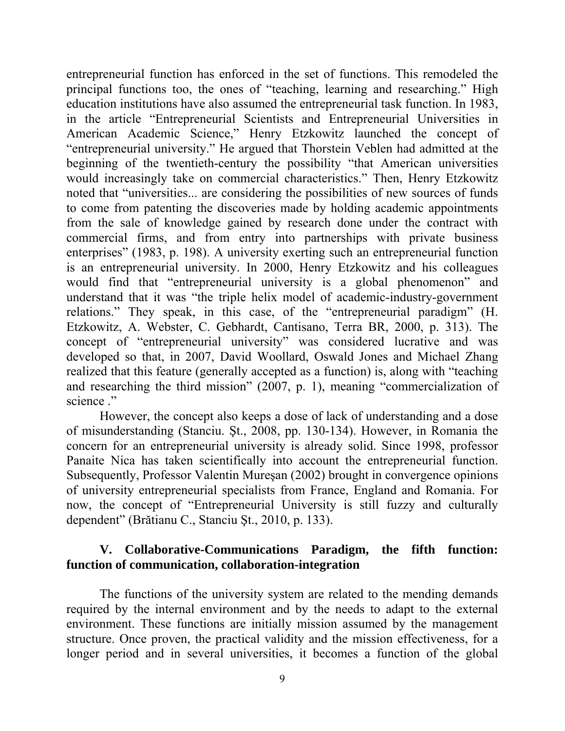entrepreneurial function has enforced in the set of functions. This remodeled the principal functions too, the ones of "teaching, learning and researching." High education institutions have also assumed the entrepreneurial task function. In 1983, in the article "Entrepreneurial Scientists and Entrepreneurial Universities in American Academic Science," Henry Etzkowitz launched the concept of "entrepreneurial university." He argued that Thorstein Veblen had admitted at the beginning of the twentieth-century the possibility "that American universities would increasingly take on commercial characteristics." Then, Henry Etzkowitz noted that "universities... are considering the possibilities of new sources of funds to come from patenting the discoveries made by holding academic appointments from the sale of knowledge gained by research done under the contract with commercial firms, and from entry into partnerships with private business enterprises" (1983, p. 198). A university exerting such an entrepreneurial function is an entrepreneurial university. In 2000, Henry Etzkowitz and his colleagues would find that "entrepreneurial university is a global phenomenon" and understand that it was "the triple helix model of academic-industry-government relations." They speak, in this case, of the "entrepreneurial paradigm" (H. Etzkowitz, A. Webster, C. Gebhardt, Cantisano, Terra BR, 2000, p. 313). The concept of "entrepreneurial university" was considered lucrative and was developed so that, in 2007, David Woollard, Oswald Jones and Michael Zhang realized that this feature (generally accepted as a function) is, along with "teaching and researching the third mission" (2007, p. 1), meaning "commercialization of science ."

However, the concept also keeps a dose of lack of understanding and a dose of misunderstanding (Stanciu. Şt., 2008, pp. 130-134). However, in Romania the concern for an entrepreneurial university is already solid. Since 1998, professor Panaite Nica has taken scientifically into account the entrepreneurial function. Subsequently, Professor Valentin Mureşan (2002) brought in convergence opinions of university entrepreneurial specialists from France, England and Romania. For now, the concept of "Entrepreneurial University is still fuzzy and culturally dependent" (Brătianu C., Stanciu Şt., 2010, p. 133).

## V. Collaborative-Communications Paradigm, the fifth function: function of communication, collaboration-integration

The functions of the university system are related to the mending demands required by the internal environment and by the needs to adapt to the external environment. These functions are initially mission assumed by the management structure. Once proven, the practical validity and the mission effectiveness, for a longer period and in several universities, it becomes a function of the global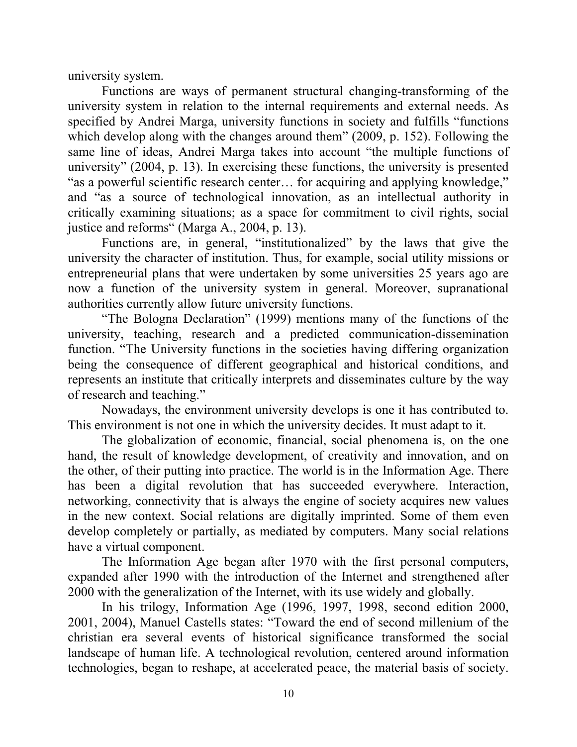university system.

Functions are ways of permanent structural changing-transforming of the university system in relation to the internal requirements and external needs. As specified by Andrei Marga, university functions in society and fulfills "functions which develop along with the changes around them" (2009, p. 152). Following the same line of ideas, Andrei Marga takes into account "the multiple functions of university" (2004, p. 13). In exercising these functions, the university is presented "as a powerful scientific research center… for acquiring and applying knowledge," and "as a source of technological innovation, as an intellectual authority in critically examining situations; as a space for commitment to civil rights, social justice and reforms" (Marga A., 2004, p. 13).

Functions are, in general, "institutionalized" by the laws that give the university the character of institution. Thus, for example, social utility missions or entrepreneurial plans that were undertaken by some universities 25 years ago are now a function of the university system in general. Moreover, supranational authorities currently allow future university functions.

"The Bologna Declaration" (1999) mentions many of the functions of the university, teaching, research and a predicted communication-dissemination function. "The University functions in the societies having differing organization being the consequence of different geographical and historical conditions, and represents an institute that critically interprets and disseminates culture by the way of research and teaching."

Nowadays, the environment university develops is one it has contributed to. This environment is not one in which the university decides. It must adapt to it.

The globalization of economic, financial, social phenomena is, on the one hand, the result of knowledge development, of creativity and innovation, and on the other, of their putting into practice. The world is in the Information Age. There has been a digital revolution that has succeeded everywhere. Interaction, networking, connectivity that is always the engine of society acquires new values in the new context. Social relations are digitally imprinted. Some of them even develop completely or partially, as mediated by computers. Many social relations have a virtual component.

The Information Age began after 1970 with the first personal computers, expanded after 1990 with the introduction of the Internet and strengthened after 2000 with the generalization of the Internet, with its use widely and globally.

In his trilogy, Information Age (1996, 1997, 1998, second edition 2000, 2001, 2004), Manuel Castells states: "Toward the end of second millenium of the christian era several events of historical significance transformed the social landscape of human life. A technological revolution, centered around information technologies, began to reshape, at accelerated peace, the material basis of society.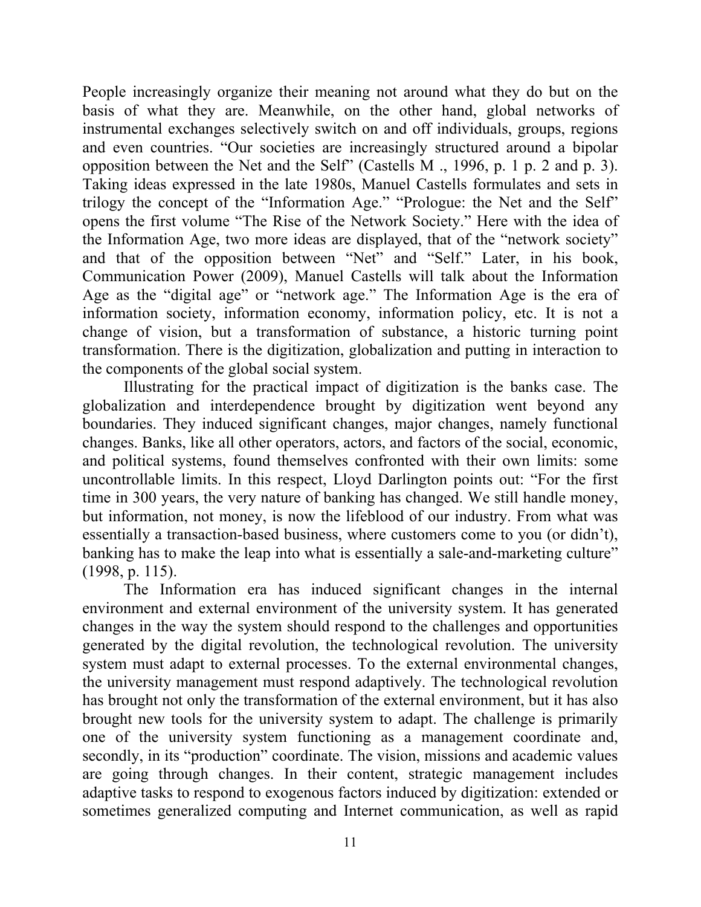People increasingly organize their meaning not around what they do but on the basis of what they are. Meanwhile, on the other hand, global networks of instrumental exchanges selectively switch on and off individuals, groups, regions and even countries. "Our societies are increasingly structured around a bipolar opposition between the Net and the Self" (Castells M ., 1996, p. 1 p. 2 and p. 3). Taking ideas expressed in the late 1980s, Manuel Castells formulates and sets in trilogy the concept of the "Information Age." "Prologue: the Net and the Self" opens the first volume "The Rise of the Network Society." Here with the idea of the Information Age, two more ideas are displayed, that of the "network society" and that of the opposition between "Net" and "Self." Later, in his book, Communication Power (2009), Manuel Castells will talk about the Information Age as the "digital age" or "network age." The Information Age is the era of information society, information economy, information policy, etc. It is not a change of vision, but a transformation of substance, a historic turning point transformation. There is the digitization, globalization and putting in interaction to the components of the global social system.

Illustrating for the practical impact of digitization is the banks case. The globalization and interdependence brought by digitization went beyond any boundaries. They induced significant changes, major changes, namely functional changes. Banks, like all other operators, actors, and factors of the social, economic, and political systems, found themselves confronted with their own limits: some uncontrollable limits. In this respect, Lloyd Darlington points out: "For the first time in 300 years, the very nature of banking has changed. We still handle money, but information, not money, is now the lifeblood of our industry. From what was essentially a transaction-based business, where customers come to you (or didn't), banking has to make the leap into what is essentially a sale-and-marketing culture" (1998, p. 115).

The Information era has induced significant changes in the internal environment and external environment of the university system. It has generated changes in the way the system should respond to the challenges and opportunities generated by the digital revolution, the technological revolution. The university system must adapt to external processes. To the external environmental changes, the university management must respond adaptively. The technological revolution has brought not only the transformation of the external environment, but it has also brought new tools for the university system to adapt. The challenge is primarily one of the university system functioning as a management coordinate and, secondly, in its "production" coordinate. The vision, missions and academic values are going through changes. In their content, strategic management includes adaptive tasks to respond to exogenous factors induced by digitization: extended or sometimes generalized computing and Internet communication, as well as rapid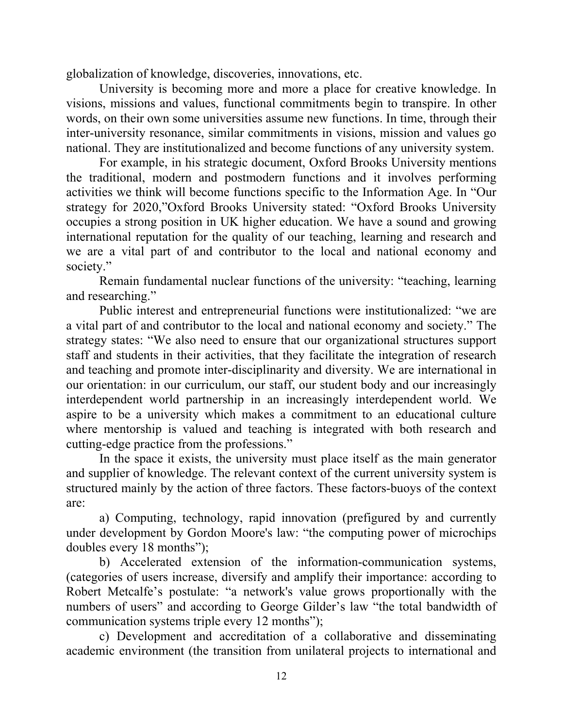globalization of knowledge, discoveries, innovations, etc.

University is becoming more and more a place for creative knowledge. In visions, missions and values, functional commitments begin to transpire. In other words, on their own some universities assume new functions. In time, through their inter-university resonance, similar commitments in visions, mission and values go national. They are institutionalized and become functions of any university system.

For example, in his strategic document, Oxford Brooks University mentions the traditional, modern and postmodern functions and it involves performing activities we think will become functions specific to the Information Age. In "Our strategy for 2020,"Oxford Brooks University stated: "Oxford Brooks University occupies a strong position in UK higher education. We have a sound and growing international reputation for the quality of our teaching, learning and research and we are a vital part of and contributor to the local and national economy and society."

Remain fundamental nuclear functions of the university: "teaching, learning and researching."

Public interest and entrepreneurial functions were institutionalized: "we are a vital part of and contributor to the local and national economy and society." The strategy states: "We also need to ensure that our organizational structures support staff and students in their activities, that they facilitate the integration of research and teaching and promote inter-disciplinarity and diversity. We are international in our orientation: in our curriculum, our staff, our student body and our increasingly interdependent world partnership in an increasingly interdependent world. We aspire to be a university which makes a commitment to an educational culture where mentorship is valued and teaching is integrated with both research and cutting-edge practice from the professions."

In the space it exists, the university must place itself as the main generator and supplier of knowledge. The relevant context of the current university system is structured mainly by the action of three factors. These factors-buoys of the context are:

a) Computing, technology, rapid innovation (prefigured by and currently under development by Gordon Moore's law: "the computing power of microchips doubles every 18 months");

b) Accelerated extension of the information-communication systems, (categories of users increase, diversify and amplify their importance: according to Robert Metcalfe's postulate: "a network's value grows proportionally with the numbers of users" and according to George Gilder's law "the total bandwidth of communication systems triple every 12 months");

c) Development and accreditation of a collaborative and disseminating academic environment (the transition from unilateral projects to international and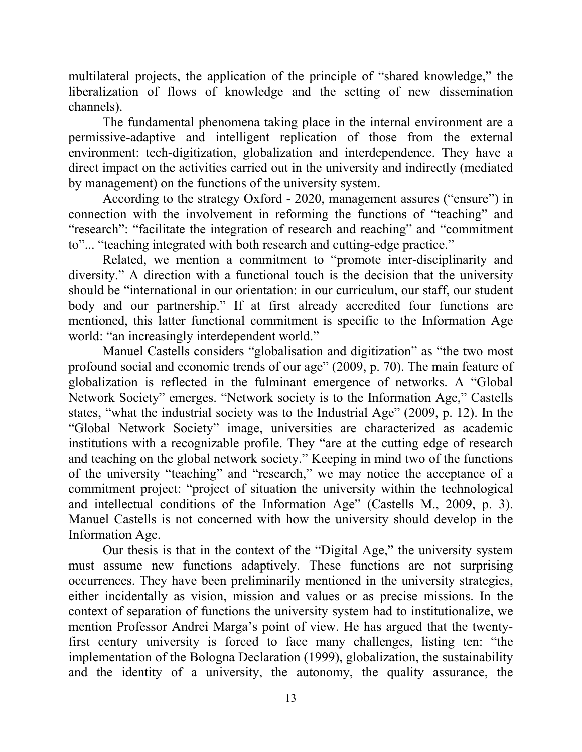multilateral projects, the application of the principle of "shared knowledge," the liberalization of flows of knowledge and the setting of new dissemination channels).

The fundamental phenomena taking place in the internal environment are a permissive-adaptive and intelligent replication of those from the external environment: tech-digitization, globalization and interdependence. They have a direct impact on the activities carried out in the university and indirectly (mediated by management) on the functions of the university system.

According to the strategy Oxford - 2020, management assures ("ensure") in connection with the involvement in reforming the functions of "teaching" and "research": "facilitate the integration of research and reaching" and "commitment to"... "teaching integrated with both research and cutting-edge practice."

Related, we mention a commitment to "promote inter-disciplinarity and diversity." A direction with a functional touch is the decision that the university should be "international in our orientation: in our curriculum, our staff, our student body and our partnership." If at first already accredited four functions are mentioned, this latter functional commitment is specific to the Information Age world: "an increasingly interdependent world."

Manuel Castells considers "globalisation and digitization" as "the two most profound social and economic trends of our age" (2009, p. 70). The main feature of globalization is reflected in the fulminant emergence of networks. A "Global Network Society" emerges. "Network society is to the Information Age," Castells states, "what the industrial society was to the Industrial Age" (2009, p. 12). In the "Global Network Society" image, universities are characterized as academic institutions with a recognizable profile. They "are at the cutting edge of research and teaching on the global network society." Keeping in mind two of the functions of the university "teaching" and "research," we may notice the acceptance of a commitment project: "project of situation the university within the technological and intellectual conditions of the Information Age" (Castells M., 2009, p. 3). Manuel Castells is not concerned with how the university should develop in the Information Age.

Our thesis is that in the context of the "Digital Age," the university system must assume new functions adaptively. These functions are not surprising occurrences. They have been preliminarily mentioned in the university strategies, either incidentally as vision, mission and values or as precise missions. In the context of separation of functions the university system had to institutionalize, we mention Professor Andrei Marga's point of view. He has argued that the twenty-first century university is forced to face many challenges, listing ten: "the implementation of the Bologna Declaration (1999), globalization, the sustainability and the identity of a university, the autonomy, the quality assurance, the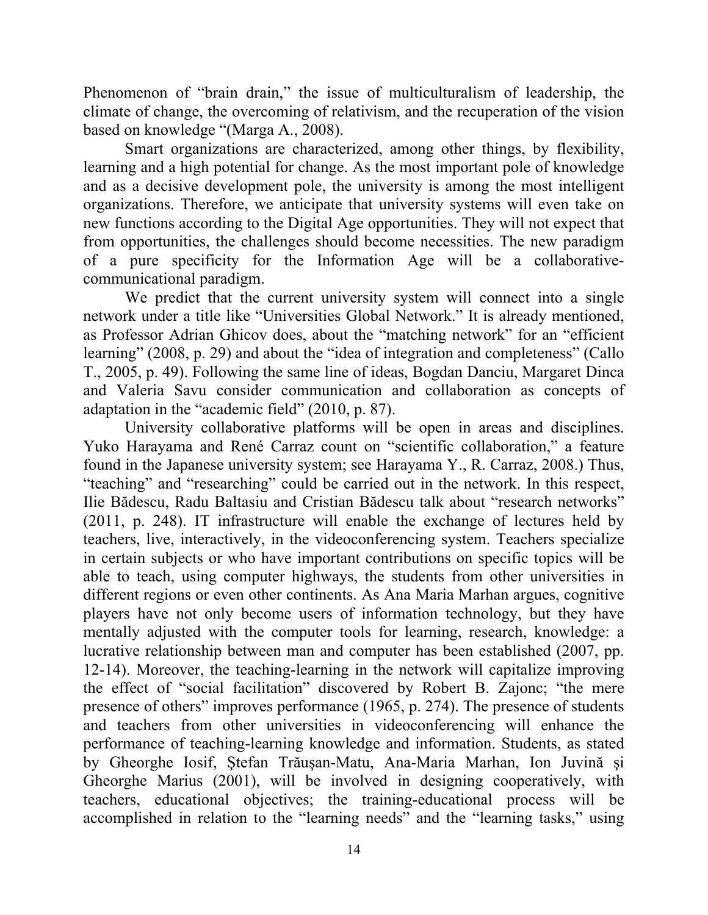Phenomenon of "brain drain," the issue of multiculturalism of leadership, the climate of change, the overcoming of relativism, and the recuperation of the vision based on knowledge "(Marga A., 2008).

Smart organizations are characterized, among other things, by flexibility, learning and a high potential for change. As the most important pole of knowledge and as a decisive development pole, the university is among the most intelligent organizations. Therefore, we anticipate that university systems will even take on new functions according to the Digital Age opportunities. They will not expect that from opportunities, the challenges should become necessities. The new paradigm of a pure specificity for the Information Age will be a collaborative-communicational paradigm.

We predict that the current university system will connect into a single network under a title like "Universities Global Network." It is already mentioned, as Professor Adrian Ghicov does, about the "matching network" for an "efficient learning" (2008, p. 29) and about the "idea of integration and completeness" (Callo T., 2005, p. 49). Following the same line of ideas, Bogdan Danciu, Margaret Dinca and Valeria Savu consider communication and collaboration as concepts of adaptation in the "academic field" (2010, p. 87).

University collaborative platforms will be open in areas and disciplines. Yuko Harayama and René Carraz count on "scientific collaboration," a feature found in the Japanese university system; see Harayama Y., R. Carraz, 2008.) Thus, "teaching" and "researching" could be carried out in the network. In this respect, Ilie Bădescu, Radu Baltasiu and Cristian Bădescu talk about "research networks" (2011, p. 248). IT infrastructure will enable the exchange of lectures held by teachers, live, interactively, in the videoconferencing system. Teachers specialize in certain subjects or who have important contributions on specific topics will be able to teach, using computer highways, the students from other universities in different regions or even other continents. As Ana Maria Marhan argues, cognitive players have not only become users of information technology, but they have mentally adjusted with the computer tools for learning, research, knowledge: a lucrative relationship between man and computer has been established (2007, pp. 12-14). Moreover, the teaching-learning in the network will capitalize improving the effect of "social facilitation" discovered by Robert B. Zajonc; "the mere presence of others" improves performance (1965, p. 274). The presence of students and teachers from other universities in videoconferencing will enhance the performance of teaching-learning knowledge and information. Students, as stated by Gheorghe Iosif, Ştefan Trăuşan-Matu, Ana-Maria Marhan, Ion Juvină şi Gheorghe Marius (2001), will be involved in designing cooperatively, with teachers, educational objectives; the training-educational process will be accomplished in relation to the "learning needs" and the "learning tasks," using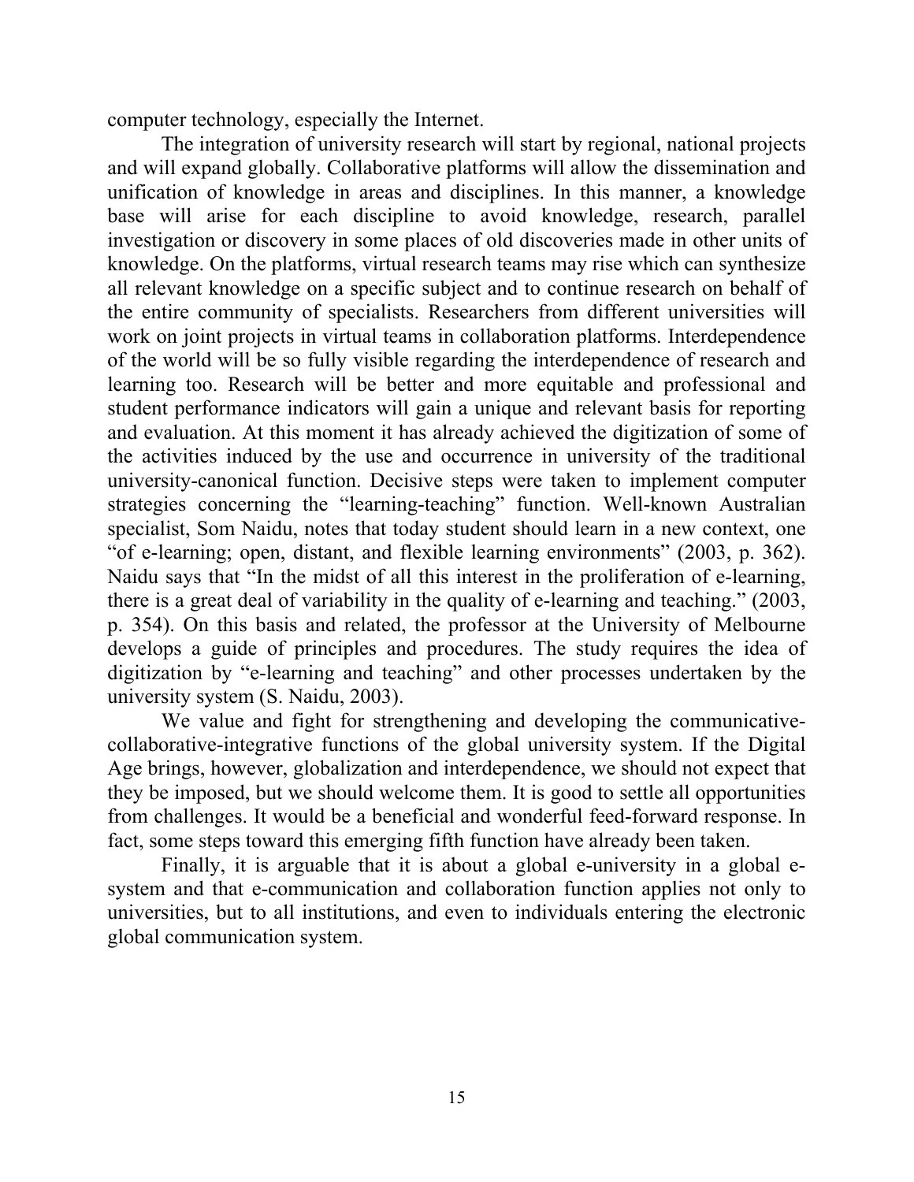computer technology, especially the Internet.

The integration of university research will start by regional, national projects and will expand globally. Collaborative platforms will allow the dissemination and unification of knowledge in areas and disciplines. In this manner, a knowledge base will arise for each discipline to avoid knowledge, research, parallel investigation or discovery in some places of old discoveries made in other units of knowledge. On the platforms, virtual research teams may rise which can synthesize all relevant knowledge on a specific subject and to continue research on behalf of the entire community of specialists. Researchers from different universities will work on joint projects in virtual teams in collaboration platforms. Interdependence of the world will be so fully visible regarding the interdependence of research and learning too. Research will be better and more equitable and professional and student performance indicators will gain a unique and relevant basis for reporting and evaluation. At this moment it has already achieved the digitization of some of the activities induced by the use and occurrence in university of the traditional university-canonical function. Decisive steps were taken to implement computer strategies concerning the "learning-teaching" function. Well-known Australian specialist, Som Naidu, notes that today student should learn in a new context, one "of e-learning; open, distant, and flexible learning environments" (2003, p. 362). Naidu says that "In the midst of all this interest in the proliferation of e-learning, there is a great deal of variability in the quality of e-learning and teaching." (2003, p. 354). On this basis and related, the professor at the University of Melbourne develops a guide of principles and procedures. The study requires the idea of digitization by "e-learning and teaching" and other processes undertaken by the university system (S. Naidu, 2003).

We value and fight for strengthening and developing the communicative-collaborative-integrative functions of the global university system. If the Digital Age brings, however, globalization and interdependence, we should not expect that they be imposed, but we should welcome them. It is good to settle all opportunities from challenges. It would be a beneficial and wonderful feed-forward response. In fact, some steps toward this emerging fifth function have already been taken.

Finally, it is arguable that it is about a global e-university in a global e-system and that e-communication and collaboration function applies not only to universities, but to all institutions, and even to individuals entering the electronic global communication system.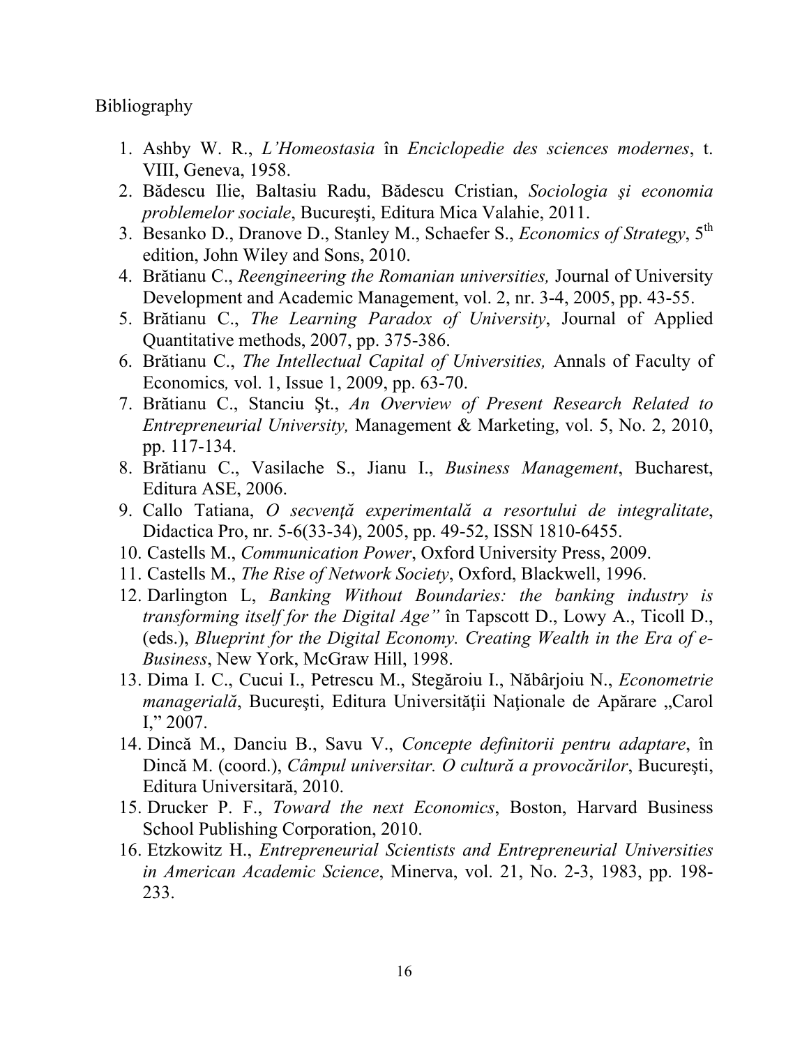Bibliography

1. Ashby W. R., *L'Homeostasia* în *Enciclopedie des sciences modernes*, t. VIII, Geneva, 1958.
2. Bădescu Ilie, Baltasiu Radu, Bădescu Cristian, *Sociologia şi economia problemelor sociale*, Bucureşti, Editura Mica Valahie, 2011.
3. Besanko D., Dranove D., Stanley M., Schaefer S., *Economics of Strategy*, 5th edition, John Wiley and Sons, 2010.
4. Brătianu C., *Reengineering the Romanian universities,* Journal of University Development and Academic Management, vol. 2, nr. 3-4, 2005, pp. 43-55.
5. Brătianu C., *The Learning Paradox of University*, Journal of Applied Quantitative methods, 2007, pp. 375-386.
6. Brătianu C., *The Intellectual Capital of Universities,* Annals of Faculty of Economics*,* vol. 1, Issue 1, 2009, pp. 63-70.
7. Brătianu C., Stanciu Şt., *An Overview of Present Research Related to Entrepreneurial University,* Management & Marketing, vol. 5, No. 2, 2010, pp. 117-134.
8. Brătianu C., Vasilache S., Jianu I., *Business Management*, Bucharest, Editura ASE, 2006.
9. Callo Tatiana, *O secvenţă experimentală a resortului de integralitate*, Didactica Pro, nr. 5-6(33-34), 2005, pp. 49-52, ISSN 1810-6455.
10. Castells M., *Communication Power*, Oxford University Press, 2009.
11. Castells M., *The Rise of Network Society*, Oxford, Blackwell, 1996.
12. Darlington L, *Banking Without Boundaries: the banking industry is transforming itself for the Digital Age"* în Tapscott D., Lowy A., Ticoll D., (eds.), *Blueprint for the Digital Economy. Creating Wealth in the Era of e-Business*, New York, McGraw Hill, 1998.
13. Dima I. C., Cucui I., Petrescu M., Stegăroiu I., Năbârjoiu N., *Econometrie managerială*, Bucureşti, Editura Universităţii Naţionale de Apărare „Carol I," 2007.
14. Dincă M., Danciu B., Savu V., *Concepte definitorii pentru adaptare*, în Dincă M. (coord.), *Câmpul universitar. O cultură a provocărilor*, Bucureşti, Editura Universitară, 2010.
15. Drucker P. F., *Toward the next Economics*, Boston, Harvard Business School Publishing Corporation, 2010.
16. Etzkowitz H., *Entrepreneurial Scientists and Entrepreneurial Universities in American Academic Science*, Minerva, vol. 21, No. 2-3, 1983, pp. 198-233.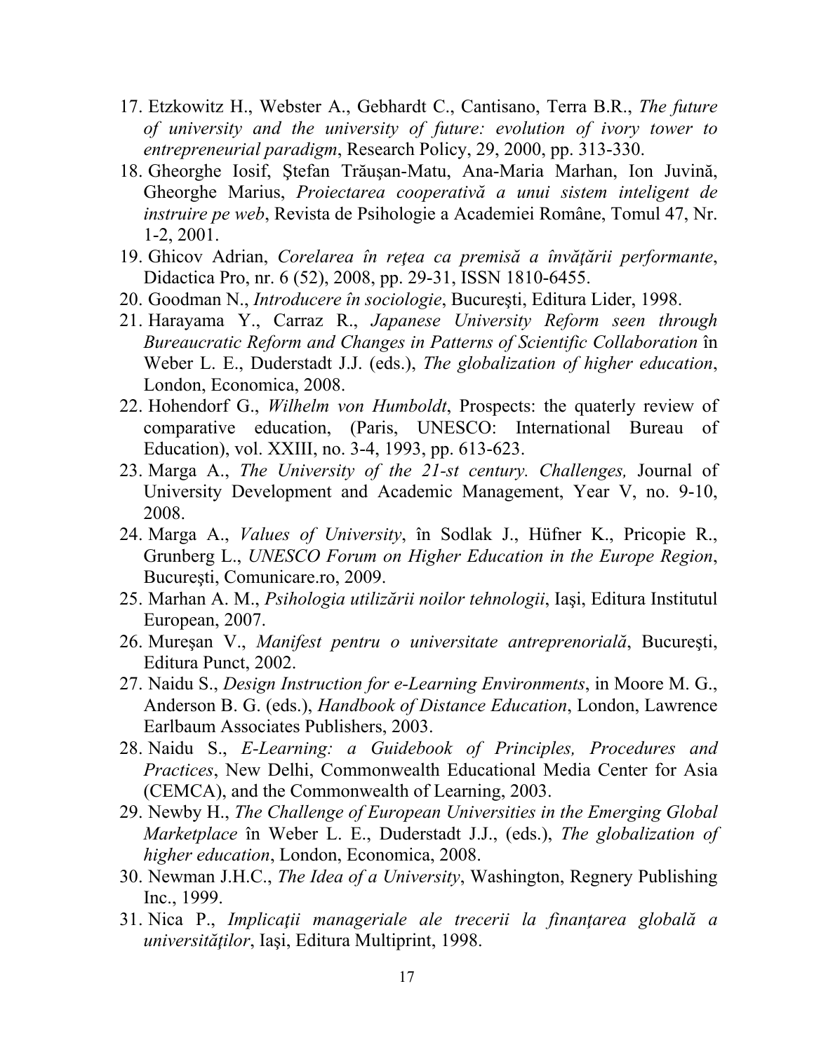17. Etzkowitz H., Webster A., Gebhardt C., Cantisano, Terra B.R., *The future of university and the university of future: evolution of ivory tower to entrepreneurial paradigm*, Research Policy, 29, 2000, pp. 313-330.
18. Gheorghe Iosif, Ştefan Trăuşan-Matu, Ana-Maria Marhan, Ion Juvină, Gheorghe Marius, *Proiectarea cooperativă a unui sistem inteligent de instruire pe web*, Revista de Psihologie a Academiei Române, Tomul 47, Nr. 1-2, 2001.
19. Ghicov Adrian, *Corelarea în reţea ca premisă a învăţării performante*, Didactica Pro, nr. 6 (52), 2008, pp. 29-31, ISSN 1810-6455.
20. Goodman N., *Introducere în sociologie*, Bucureşti, Editura Lider, 1998.
21. Harayama Y., Carraz R., *Japanese University Reform seen through Bureaucratic Reform and Changes in Patterns of Scientific Collaboration* în Weber L. E., Duderstadt J.J. (eds.), *The globalization of higher education*, London, Economica, 2008.
22. Hohendorf G., *Wilhelm von Humboldt*, Prospects: the quaterly review of comparative education, (Paris, UNESCO: International Bureau of Education), vol. XXIII, no. 3-4, 1993, pp. 613-623.
23. Marga A., *The University of the 21-st century. Challenges,* Journal of University Development and Academic Management, Year V, no. 9-10, 2008.
24. Marga A., *Values of University*, în Sodlak J., Hüfner K., Pricopie R., Grunberg L., *UNESCO Forum on Higher Education in the Europe Region*, Bucureşti, Comunicare.ro, 2009.
25. Marhan A. M., *Psihologia utilizării noilor tehnologii*, Iaşi, Editura Institutul European, 2007.
26. Mureşan V., *Manifest pentru o universitate antreprenorială*, Bucureşti, Editura Punct, 2002.
27. Naidu S., *Design Instruction for e-Learning Environments*, in Moore M. G., Anderson B. G. (eds.), *Handbook of Distance Education*, London, Lawrence Earlbaum Associates Publishers, 2003.
28. Naidu S., *E-Learning: a Guidebook of Principles, Procedures and Practices*, New Delhi, Commonwealth Educational Media Center for Asia (CEMCA), and the Commonwealth of Learning, 2003.
29. Newby H., *The Challenge of European Universities in the Emerging Global Marketplace* în Weber L. E., Duderstadt J.J., (eds.), *The globalization of higher education*, London, Economica, 2008.
30. Newman J.H.C., *The Idea of a University*, Washington, Regnery Publishing Inc., 1999.
31. Nica P., *Implicaţii manageriale ale trecerii la finanţarea globală a universităţilor*, Iaşi, Editura Multiprint, 1998.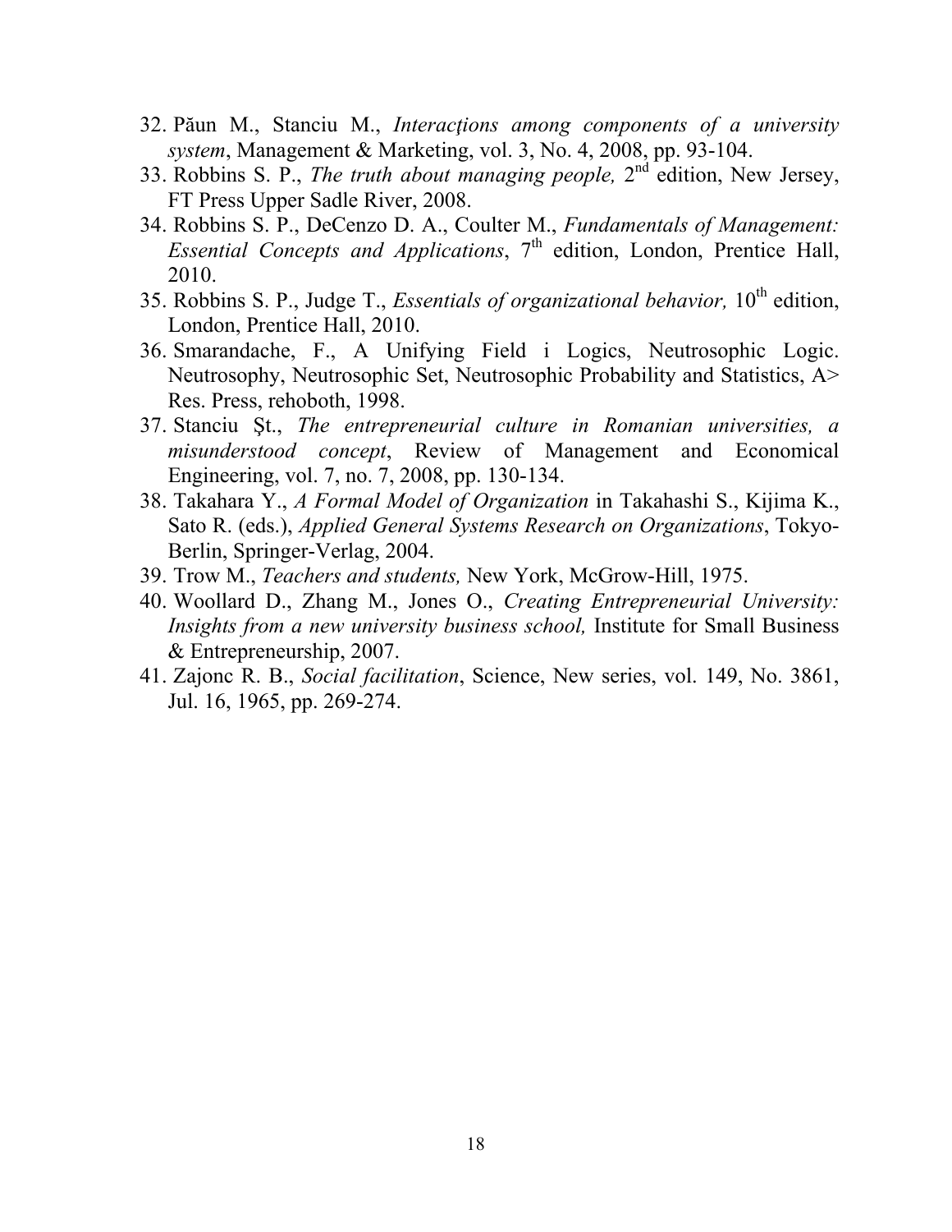32. Păun M., Stanciu M., *Interacţions among components of a university system*, Management & Marketing, vol. 3, No. 4, 2008, pp. 93-104.
33. Robbins S. P., *The truth about managing people,* 2nd edition, New Jersey, FT Press Upper Sadle River, 2008.
34. Robbins S. P., DeCenzo D. A., Coulter M., *Fundamentals of Management: Essential Concepts and Applications*, 7th edition, London, Prentice Hall, 2010.
35. Robbins S. P., Judge T., *Essentials of organizational behavior,* 10th edition, London, Prentice Hall, 2010.
36. Smarandache, F., A Unifying Field i Logics, Neutrosophic Logic. Neutrosophy, Neutrosophic Set, Neutrosophic Probability and Statistics, A> Res. Press, rehoboth, 1998.
37. Stanciu Şt., *The entrepreneurial culture in Romanian universities, a misunderstood concept*, Review of Management and Economical Engineering, vol. 7, no. 7, 2008, pp. 130-134.
38. Takahara Y., *A Formal Model of Organization* in Takahashi S., Kijima K., Sato R. (eds.), *Applied General Systems Research on Organizations*, Tokyo-Berlin, Springer-Verlag, 2004.
39. Trow M., *Teachers and students,* New York, McGrow-Hill, 1975.
40. Woollard D., Zhang M., Jones O., *Creating Entrepreneurial University: Insights from a new university business school,* Institute for Small Business & Entrepreneurship, 2007.
41. Zajonc R. B., *Social facilitation*, Science, New series, vol. 149, No. 3861, Jul. 16, 1965, pp. 269-274.